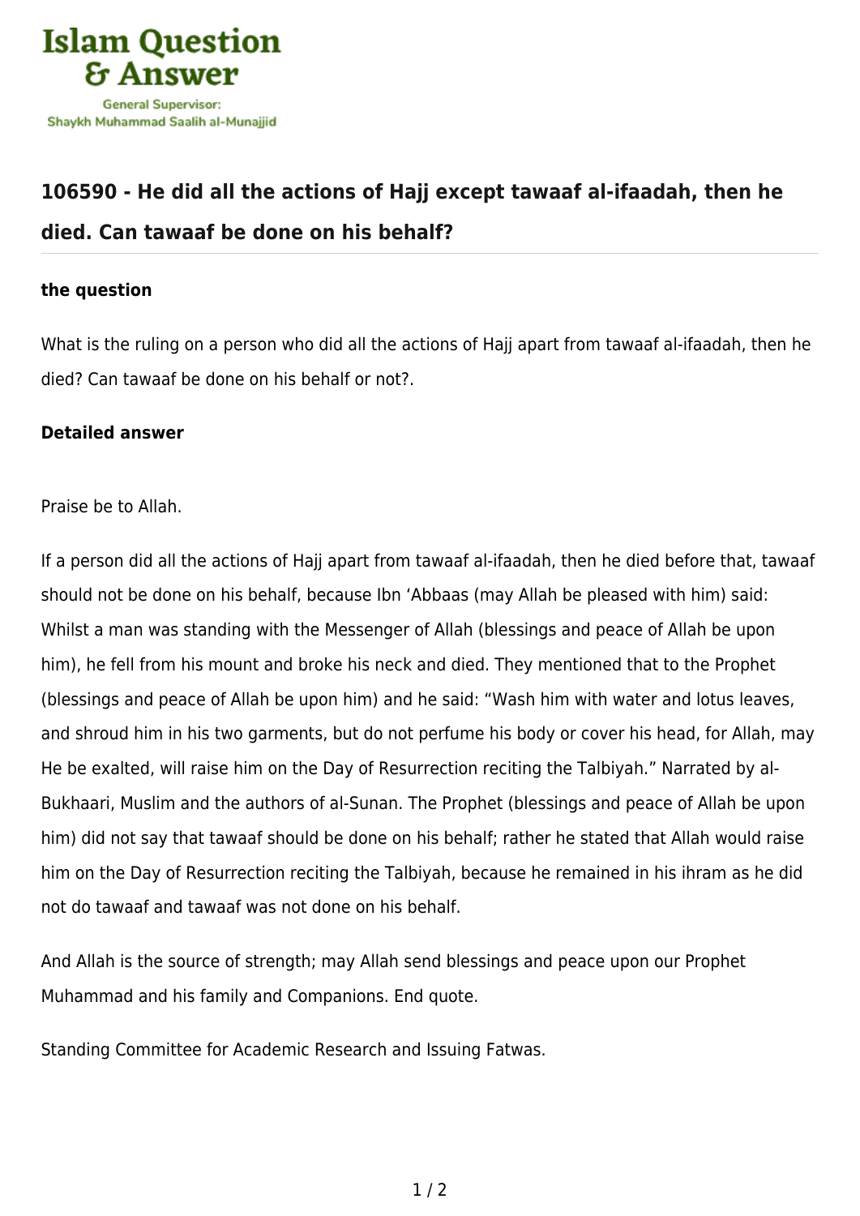# Islam Question & Answer

General Supervisor: Shaykh Muhammad Saalih al-Munajjid

## 106590 - He did all the actions of Hajj except tawaaf al-ifaadah, then he died. Can tawaaf be done on his behalf?

### the question

What is the ruling on a person who did all the actions of Hajj apart from tawaaf al-ifaadah, then he died? Can tawaaf be done on his behalf or not?.

### Detailed answer

Praise be to Allah.

If a person did all the actions of Hajj apart from tawaaf al-ifaadah, then he died before that, tawaaf should not be done on his behalf, because Ibn 'Abbaas (may Allah be pleased with him) said: Whilst a man was standing with the Messenger of Allah (blessings and peace of Allah be upon him), he fell from his mount and broke his neck and died. They mentioned that to the Prophet (blessings and peace of Allah be upon him) and he said: "Wash him with water and lotus leaves, and shroud him in his two garments, but do not perfume his body or cover his head, for Allah, may He be exalted, will raise him on the Day of Resurrection reciting the Talbiyah." Narrated by al-Bukhaari, Muslim and the authors of al-Sunan. The Prophet (blessings and peace of Allah be upon him) did not say that tawaaf should be done on his behalf; rather he stated that Allah would raise him on the Day of Resurrection reciting the Talbiyah, because he remained in his ihram as he did not do tawaaf and tawaaf was not done on his behalf.

And Allah is the source of strength; may Allah send blessings and peace upon our Prophet Muhammad and his family and Companions. End quote.

Standing Committee for Academic Research and Issuing Fatwas.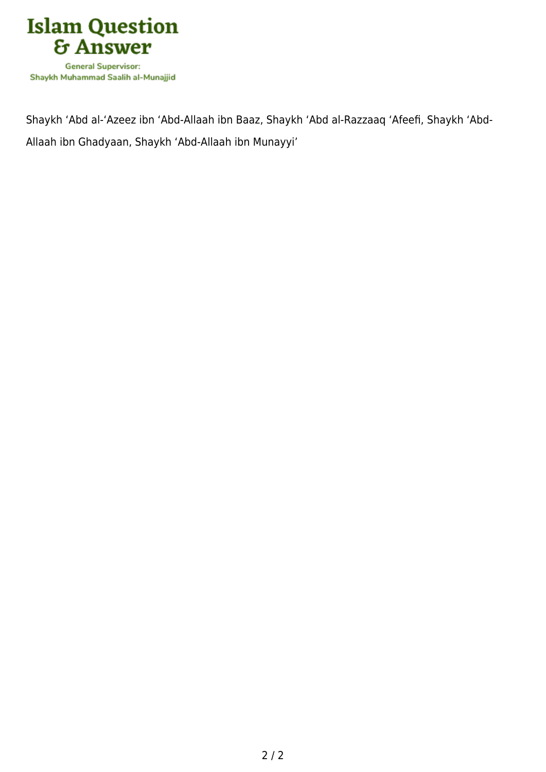Shaykh ‘Abd al-‘Azeez ibn ‘Abd-Allaah ibn Baaz, Shaykh ‘Abd al-Razzaaq ‘Afeefi, Shaykh ‘Abd-Allaah ibn Ghadyaan, Shaykh ‘Abd-Allaah ibn Munayyi’